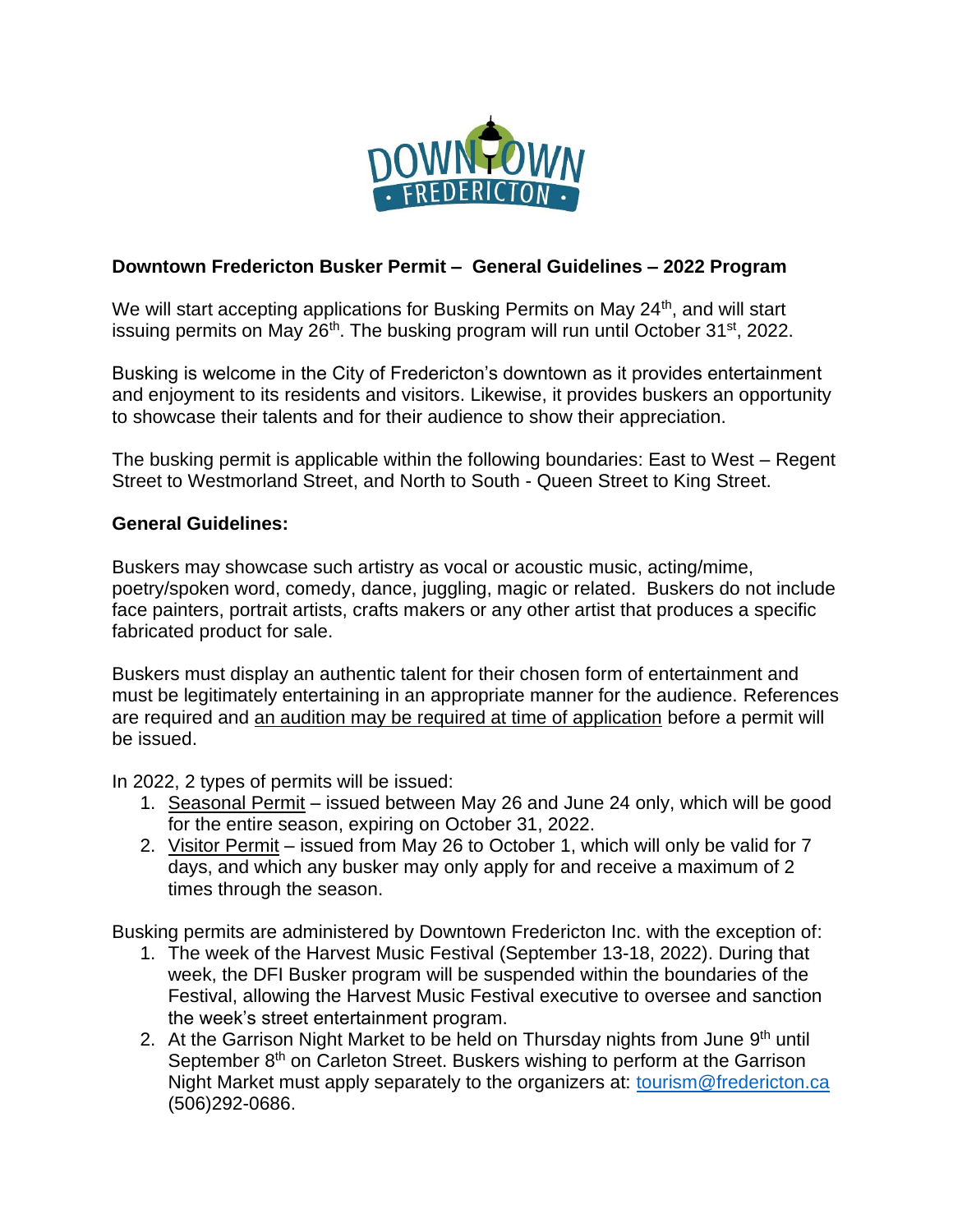# Downtown Fredericton Busker Permit – General Guidelines – 2022 Program

We will start accepting applications for Busking Permits on May 24th, and will start issuing permits on May 26th. The busking program will run until October 31st, 2022.

Busking is welcome in the City of Fredericton's downtown as it provides entertainment and enjoyment to its residents and visitors. Likewise, it provides buskers an opportunity to showcase their talents and for their audience to show their appreciation.

The busking permit is applicable within the following boundaries: East to West – Regent Street to Westmorland Street, and North to South - Queen Street to King Street.

## General Guidelines:

Buskers may showcase such artistry as vocal or acoustic music, acting/mime, poetry/spoken word, comedy, dance, juggling, magic or related. Buskers do not include face painters, portrait artists, crafts makers or any other artist that produces a specific fabricated product for sale.

Buskers must display an authentic talent for their chosen form of entertainment and must be legitimately entertaining in an appropriate manner for the audience. References are required and <u>an audition may be required at time of application</u> before a permit will be issued.

In 2022, 2 types of permits will be issued:

1. <u>Seasonal Permit</u> – issued between May 26 and June 24 only, which will be good for the entire season, expiring on October 31, 2022.
2. <u>Visitor Permit</u> – issued from May 26 to October 1, which will only be valid for 7 days, and which any busker may only apply for and receive a maximum of 2 times through the season.

Busking permits are administered by Downtown Fredericton Inc. with the exception of:

1. The week of the Harvest Music Festival (September 13-18, 2022). During that week, the DFI Busker program will be suspended within the boundaries of the Festival, allowing the Harvest Music Festival executive to oversee and sanction the week's street entertainment program.
2. At the Garrison Night Market to be held on Thursday nights from June 9th until September 8th on Carleton Street. Buskers wishing to perform at the Garrison Night Market must apply separately to the organizers at: tourism@fredericton.ca (506)292-0686.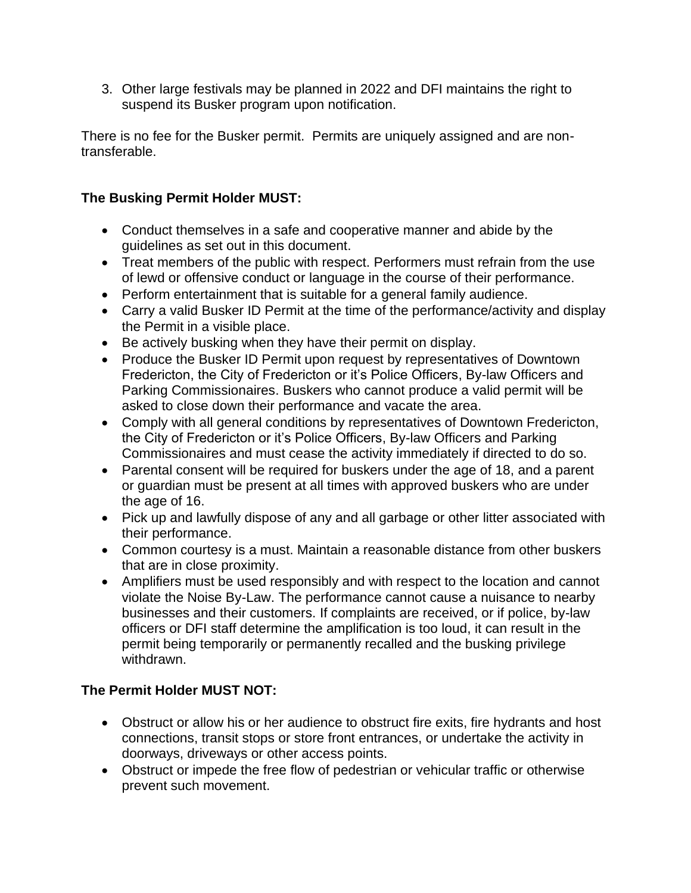3. Other large festivals may be planned in 2022 and DFI maintains the right to suspend its Busker program upon notification.

There is no fee for the Busker permit. Permits are uniquely assigned and are non-transferable.

**The Busking Permit Holder MUST:**

- Conduct themselves in a safe and cooperative manner and abide by the guidelines as set out in this document.
- Treat members of the public with respect. Performers must refrain from the use of lewd or offensive conduct or language in the course of their performance.
- Perform entertainment that is suitable for a general family audience.
- Carry a valid Busker ID Permit at the time of the performance/activity and display the Permit in a visible place.
- Be actively busking when they have their permit on display.
- Produce the Busker ID Permit upon request by representatives of Downtown Fredericton, the City of Fredericton or it's Police Officers, By-law Officers and Parking Commissionaires. Buskers who cannot produce a valid permit will be asked to close down their performance and vacate the area.
- Comply with all general conditions by representatives of Downtown Fredericton, the City of Fredericton or it's Police Officers, By-law Officers and Parking Commissionaires and must cease the activity immediately if directed to do so.
- Parental consent will be required for buskers under the age of 18, and a parent or guardian must be present at all times with approved buskers who are under the age of 16.
- Pick up and lawfully dispose of any and all garbage or other litter associated with their performance.
- Common courtesy is a must. Maintain a reasonable distance from other buskers that are in close proximity.
- Amplifiers must be used responsibly and with respect to the location and cannot violate the Noise By-Law. The performance cannot cause a nuisance to nearby businesses and their customers. If complaints are received, or if police, by-law officers or DFI staff determine the amplification is too loud, it can result in the permit being temporarily or permanently recalled and the busking privilege withdrawn.

**The Permit Holder MUST NOT:**

- Obstruct or allow his or her audience to obstruct fire exits, fire hydrants and host connections, transit stops or store front entrances, or undertake the activity in doorways, driveways or other access points.
- Obstruct or impede the free flow of pedestrian or vehicular traffic or otherwise prevent such movement.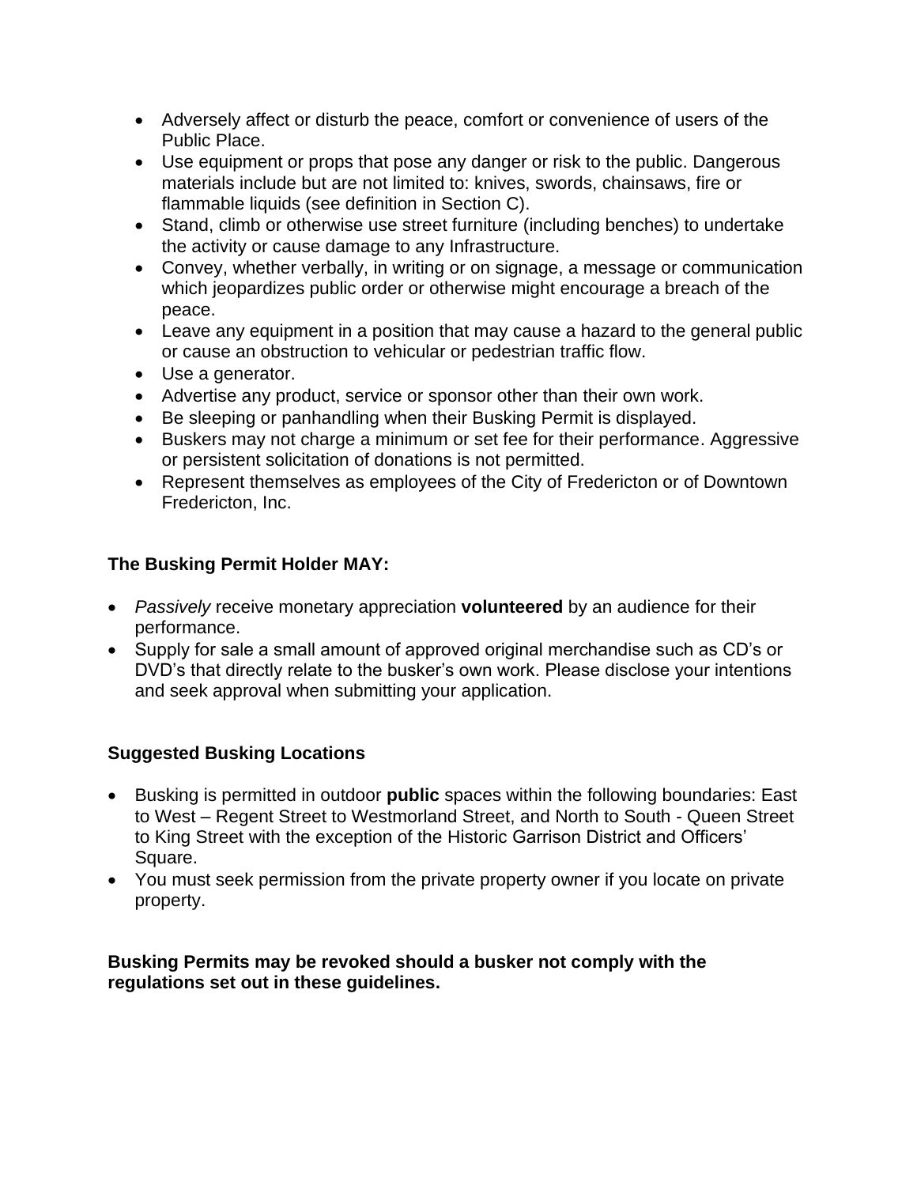- Adversely affect or disturb the peace, comfort or convenience of users of the Public Place.
- Use equipment or props that pose any danger or risk to the public. Dangerous materials include but are not limited to: knives, swords, chainsaws, fire or flammable liquids (see definition in Section C).
- Stand, climb or otherwise use street furniture (including benches) to undertake the activity or cause damage to any Infrastructure.
- Convey, whether verbally, in writing or on signage, a message or communication which jeopardizes public order or otherwise might encourage a breach of the peace.
- Leave any equipment in a position that may cause a hazard to the general public or cause an obstruction to vehicular or pedestrian traffic flow.
- Use a generator.
- Advertise any product, service or sponsor other than their own work.
- Be sleeping or panhandling when their Busking Permit is displayed.
- Buskers may not charge a minimum or set fee for their performance. Aggressive or persistent solicitation of donations is not permitted.
- Represent themselves as employees of the City of Fredericton or of Downtown Fredericton, Inc.

**The Busking Permit Holder MAY:**

- *Passively* receive monetary appreciation **volunteered** by an audience for their performance.
- Supply for sale a small amount of approved original merchandise such as CD's or DVD's that directly relate to the busker's own work. Please disclose your intentions and seek approval when submitting your application.

**Suggested Busking Locations**

- Busking is permitted in outdoor **public** spaces within the following boundaries: East to West – Regent Street to Westmorland Street, and North to South - Queen Street to King Street with the exception of the Historic Garrison District and Officers' Square.
- You must seek permission from the private property owner if you locate on private property.

**Busking Permits may be revoked should a busker not comply with the regulations set out in these guidelines.**